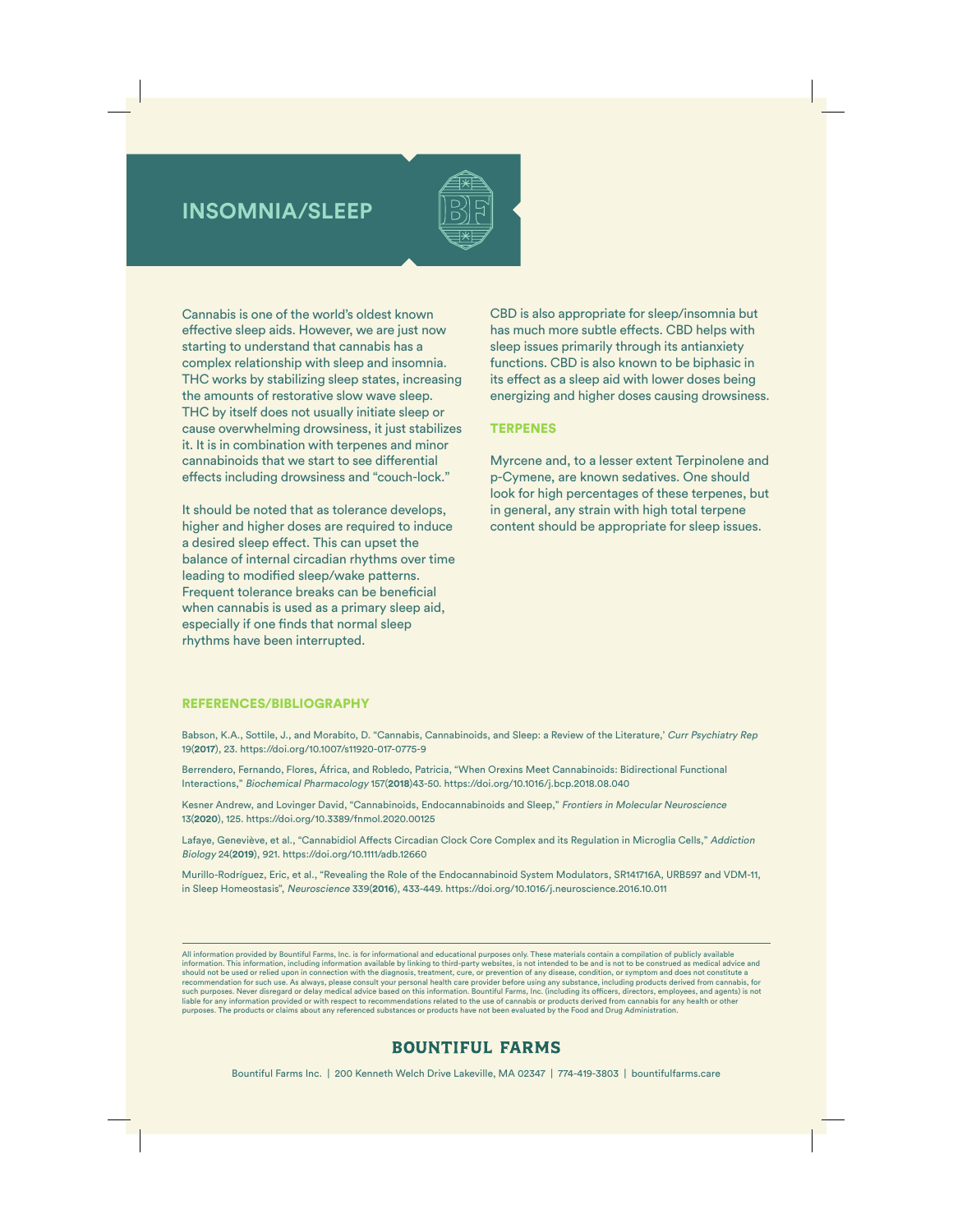# INSOMNIA/SLEEP

Cannabis is one of the world's oldest known effective sleep aids. However, we are just now starting to understand that cannabis has a complex relationship with sleep and insomnia. THC works by stabilizing sleep states, increasing the amounts of restorative slow wave sleep. THC by itself does not usually initiate sleep or cause overwhelming drowsiness, it just stabilizes it. It is in combination with terpenes and minor cannabinoids that we start to see differential effects including drowsiness and "couch-lock."

It should be noted that as tolerance develops, higher and higher doses are required to induce a desired sleep effect. This can upset the balance of internal circadian rhythms over time leading to modified sleep/wake patterns. Frequent tolerance breaks can be beneficial when cannabis is used as a primary sleep aid, especially if one finds that normal sleep rhythms have been interrupted.

CBD is also appropriate for sleep/insomnia but has much more subtle effects. CBD helps with sleep issues primarily through its antianxiety functions. CBD is also known to be biphasic in its effect as a sleep aid with lower doses being energizing and higher doses causing drowsiness.

## TERPENES

Myrcene and, to a lesser extent Terpinolene and p-Cymene, are known sedatives. One should look for high percentages of these terpenes, but in general, any strain with high total terpene content should be appropriate for sleep issues.

## REFERENCES/BIBLIOGRAPHY

Babson, K.A., Sottile, J., and Morabito, D. "Cannabis, Cannabinoids, and Sleep: a Review of the Literature,' *Curr Psychiatry Rep* 19(**2017**), 23. https://doi.org/10.1007/s11920-017-0775-9

Berrendero, Fernando, Flores, África, and Robledo, Patricia, "When Orexins Meet Cannabinoids: Bidirectional Functional Interactions," *Biochemical Pharmacology* 157(**2018**)43-50. https://doi.org/10.1016/j.bcp.2018.08.040

Kesner Andrew, and Lovinger David, "Cannabinoids, Endocannabinoids and Sleep," *Frontiers in Molecular Neuroscience* 13(**2020**), 125. https://doi.org/10.3389/fnmol.2020.00125

Lafaye, Geneviève, et al., "Cannabidiol Affects Circadian Clock Core Complex and its Regulation in Microglia Cells," *Addiction Biology* 24(**2019**), 921. https://doi.org/10.1111/adb.12660

Murillo-Rodríguez, Eric, et al., "Revealing the Role of the Endocannabinoid System Modulators, SR141716A, URB597 and VDM-11, in Sleep Homeostasis", *Neuroscience* 339(**2016**), 433-449. https://doi.org/10.1016/j.neuroscience.2016.10.011

---

All information provided by Bountiful Farms, Inc. is for informational and educational purposes only. These materials contain a compilation of publicly available information. This information, including information available by linking to third-party websites, is not intended to be and is not to be construed as medical advice and should not be used or relied upon in connection with the diagnosis, treatment, cure, or prevention of any disease, condition, or symptom and does not constitute a recommendation for such use. As always, please consult your personal health care provider before using any substance, including products derived from cannabis, for such purposes. Never disregard or delay medical advice based on this information. Bountiful Farms, Inc. (including its officers, directors, employees, and agents) is not liable for any information provided or with respect to recommendations related to the use of cannabis or products derived from cannabis for any health or other purposes. The products or claims about any referenced substances or products have not been evaluated by the Food and Drug Administration.

**BOUNTIFUL FARMS**

Bountiful Farms Inc. | 200 Kenneth Welch Drive Lakeville, MA 02347 | 774-419-3803 | bountifulfarms.care